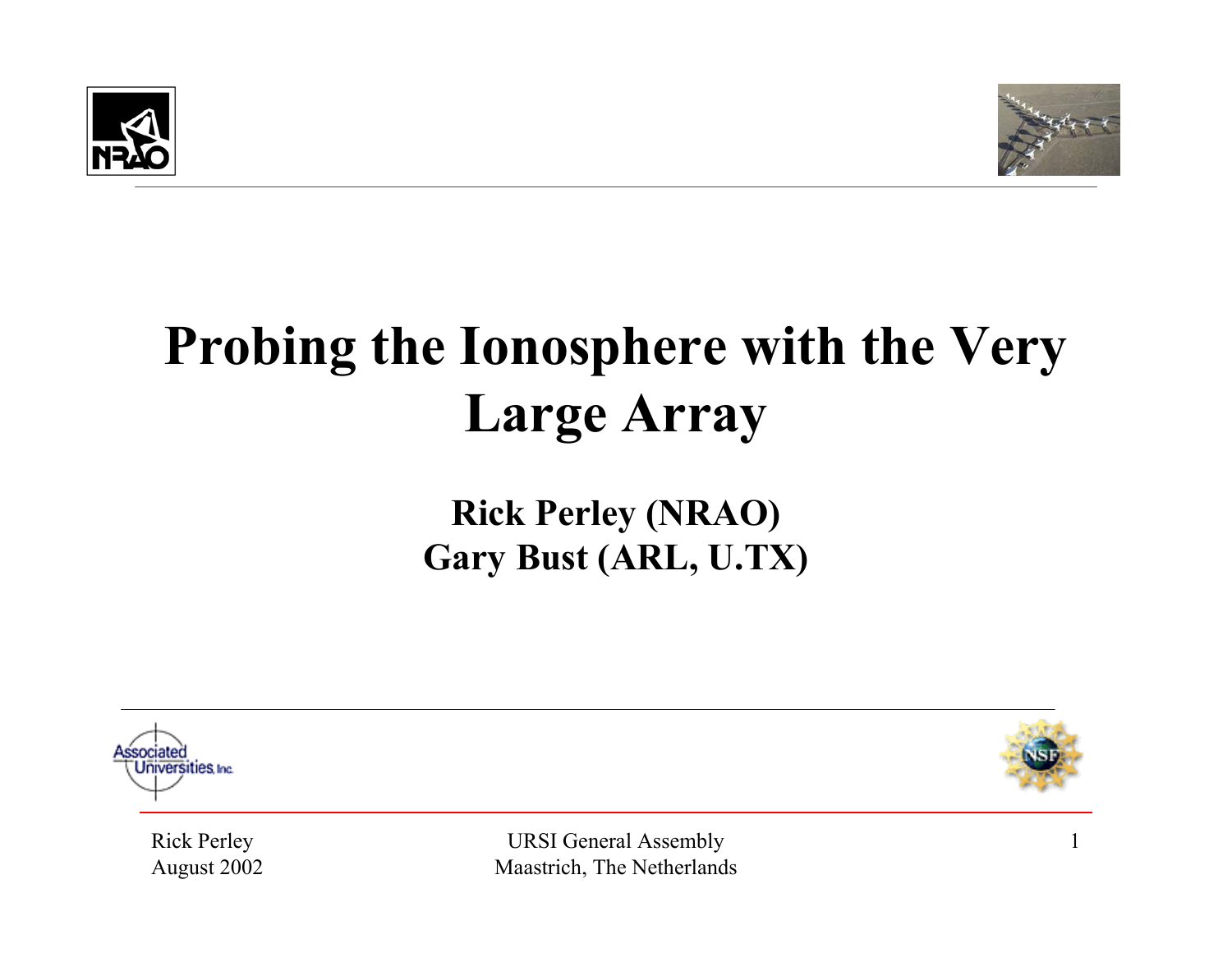# Probing the Ionosphere with the Very Large Array

**Rick Perley (NRAO)**
**Gary Bust (ARL, U.TX)**

Rick Perley
August 2002

URSI General Assembly
Maastrich, The Netherlands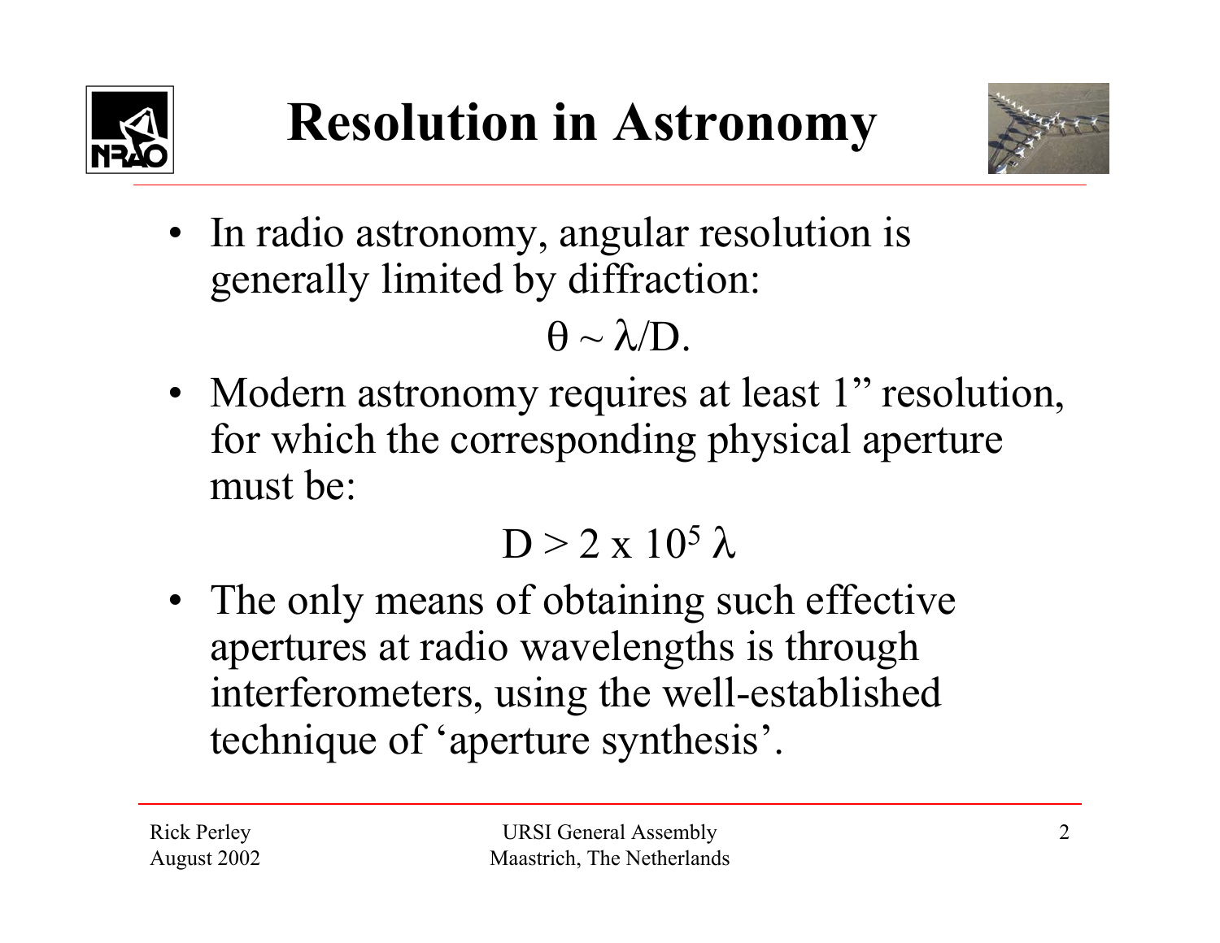# Resolution in Astronomy

- In radio astronomy, angular resolution is generally limited by diffraction:

$$\theta \sim \lambda/D.$$

- Modern astronomy requires at least 1" resolution, for which the corresponding physical aperture must be:

$$D > 2 \times 10^5 \lambda$$

- The only means of obtaining such effective apertures at radio wavelengths is through interferometers, using the well-established technique of 'aperture synthesis'.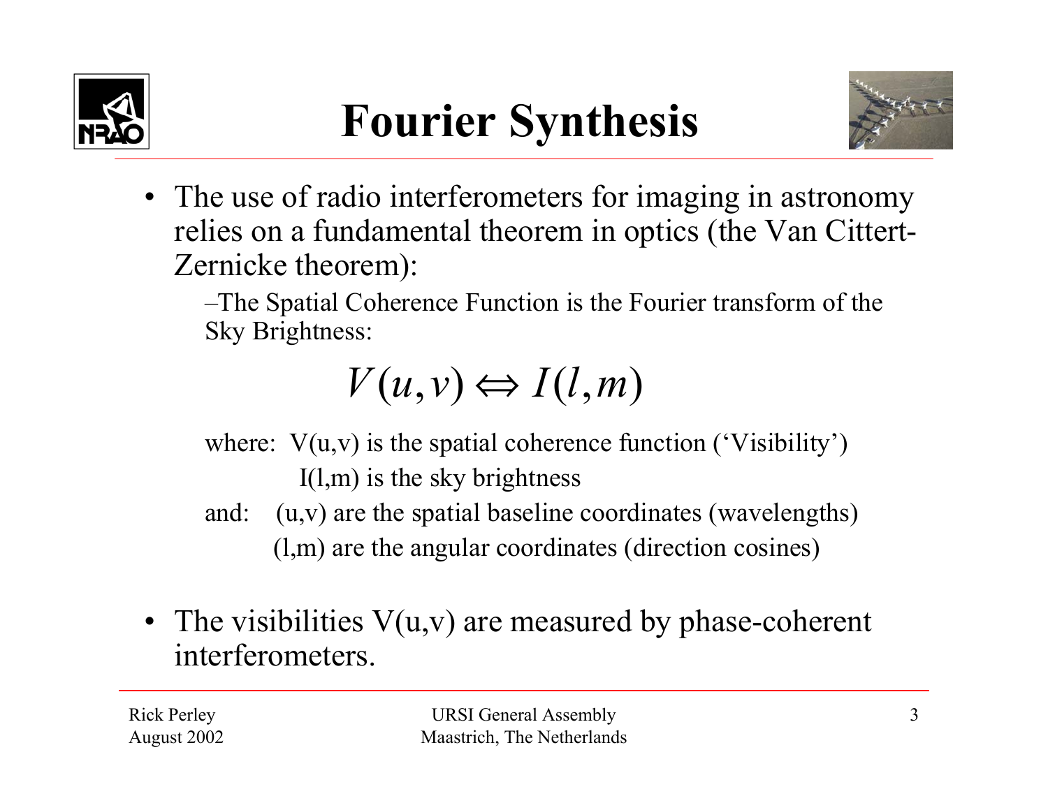# Fourier Synthesis

- The use of radio interferometers for imaging in astronomy relies on a fundamental theorem in optics (the Van Cittert-Zernicke theorem):
  - The Spatial Coherence Function is the Fourier transform of the Sky Brightness:

$$V(u,v) \Leftrightarrow I(l,m)$$

  where: V(u,v) is the spatial coherence function ('Visibility')
  I(l,m) is the sky brightness

  and: (u,v) are the spatial baseline coordinates (wavelengths)
  (l,m) are the angular coordinates (direction cosines)

- The visibilities V(u,v) are measured by phase-coherent interferometers.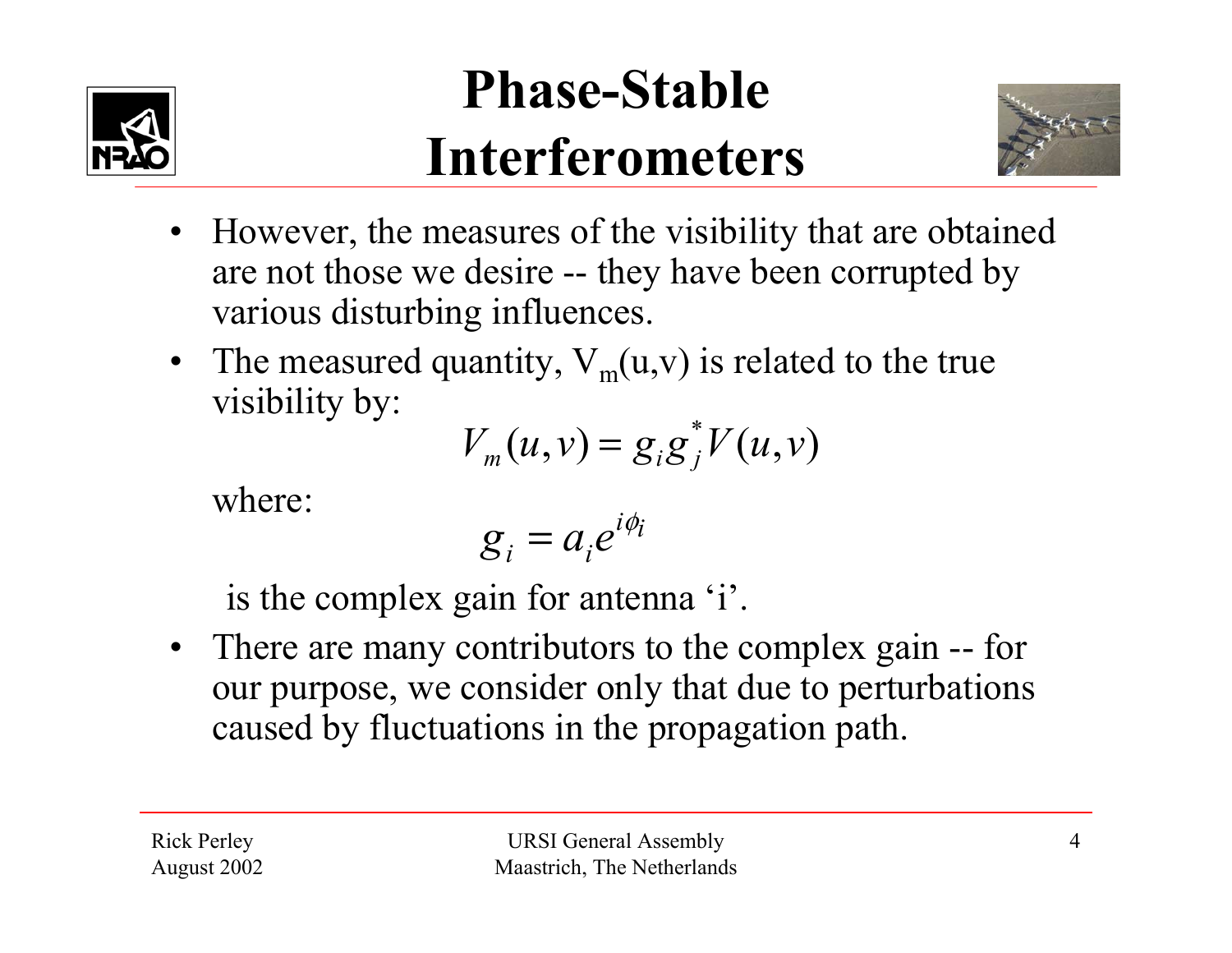# Phase-Stable Interferometers

- However, the measures of the visibility that are obtained are not those we desire -- they have been corrupted by various disturbing influences.
- The measured quantity, $V_m(u,v)$ is related to the true visibility by:

$$V_m(u,v) = g_i g_j^* V(u,v)$$

where:

$$g_i = a_i e^{i\phi_i}$$

is the complex gain for antenna 'i'.

- There are many contributors to the complex gain -- for our purpose, we consider only that due to perturbations caused by fluctuations in the propagation path.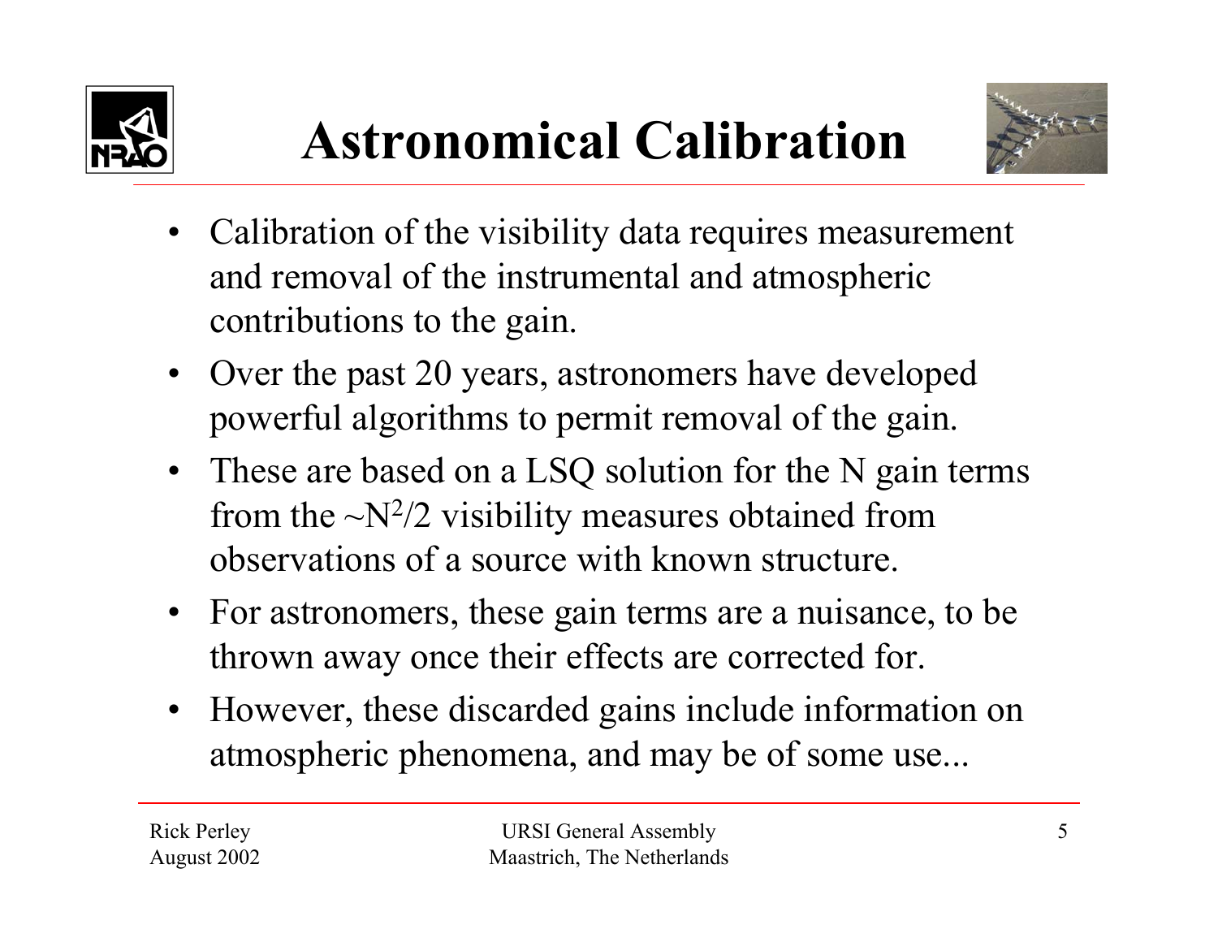# Astronomical Calibration

- Calibration of the visibility data requires measurement and removal of the instrumental and atmospheric contributions to the gain.
- Over the past 20 years, astronomers have developed powerful algorithms to permit removal of the gain.
- These are based on a LSQ solution for the N gain terms from the $\sim N^2/2$ visibility measures obtained from observations of a source with known structure.
- For astronomers, these gain terms are a nuisance, to be thrown away once their effects are corrected for.
- However, these discarded gains include information on atmospheric phenomena, and may be of some use...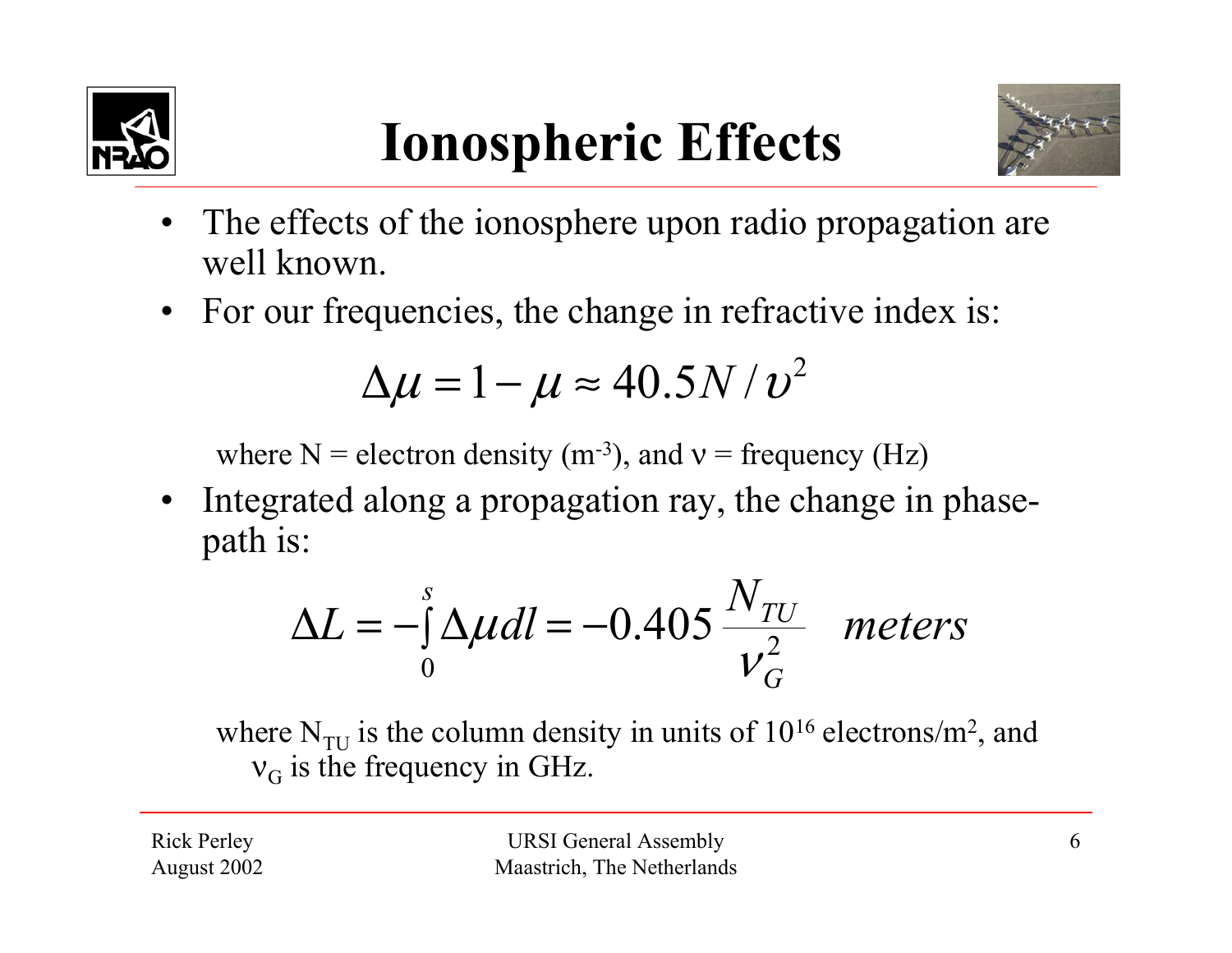# Ionospheric Effects

- The effects of the ionosphere upon radio propagation are well known.
- For our frequencies, the change in refractive index is:

$$\Delta\mu = 1 - \mu \approx 40.5 N / \upsilon^2$$

where N = electron density ($m^{-3}$), and $\nu$ = frequency (Hz)

- Integrated along a propagation ray, the change in phase-path is:

$$\Delta L = -\int_0^s \Delta\mu dl = -0.405 \frac{N_{TU}}{\nu_G^2} \quad meters$$

where $N_{TU}$ is the column density in units of $10^{16}$ electrons/$m^2$, and $\nu_G$ is the frequency in GHz.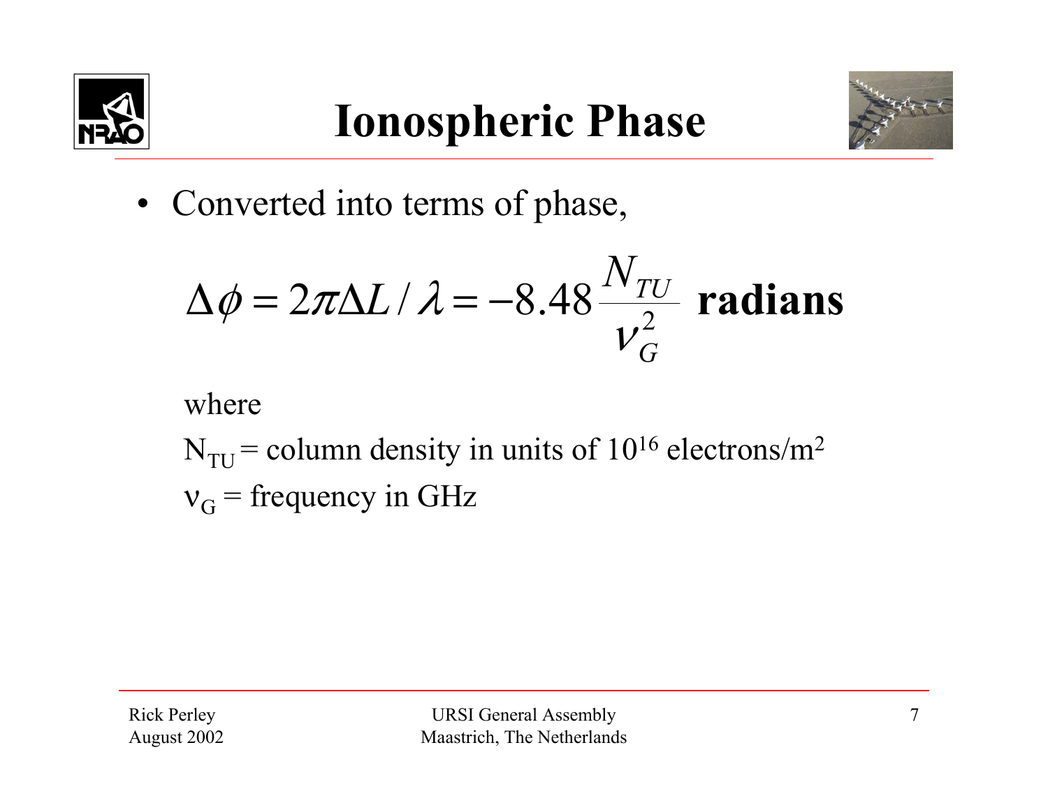# Ionospheric Phase

- Converted into terms of phase,

$$\Delta\phi = 2\pi\Delta L / \lambda = -8.48 \frac{N_{TU}}{\nu_G^2} \textbf{ radians}$$

where

$N_{TU}$ = column density in units of $10^{16}$ electrons/$m^2$

$\nu_G$ = frequency in GHz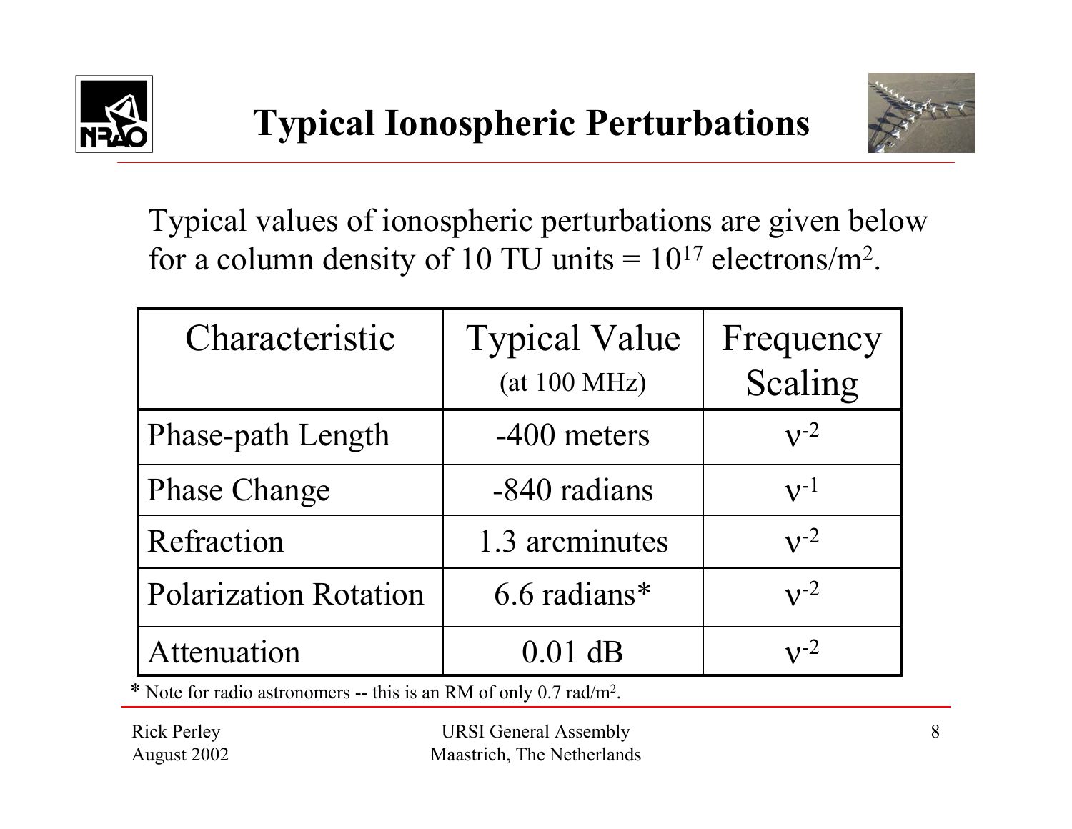# Typical Ionospheric Perturbations

Typical values of ionospheric perturbations are given below for a column density of 10 TU units = $10^{17}$ electrons/$m^2$.

| Characteristic | Typical Value (at 100 MHz) | Frequency Scaling |
|---|---|---|
| Phase-path Length | -400 meters | $\nu^{-2}$ |
| Phase Change | -840 radians | $\nu^{-1}$ |
| Refraction | 1.3 arcminutes | $\nu^{-2}$ |
| Polarization Rotation | 6.6 radians* | $\nu^{-2}$ |
| Attenuation | 0.01 dB | $\nu^{-2}$ |

* Note for radio astronomers -- this is an RM of only 0.7 rad/$m^2$.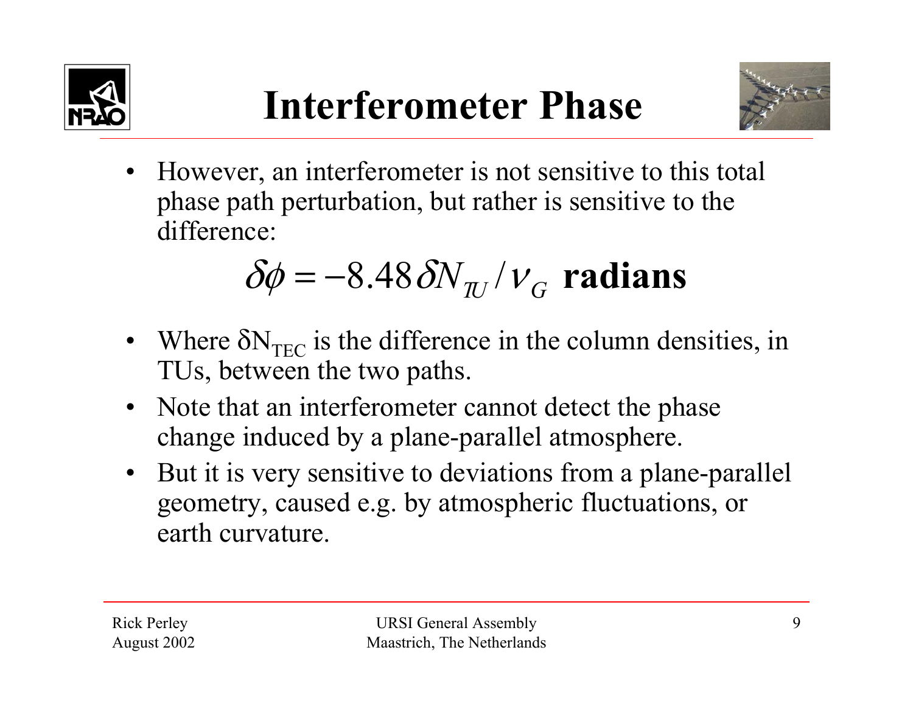# Interferometer Phase

- However, an interferometer is not sensitive to this total phase path perturbation, but rather is sensitive to the difference:

$$\delta\phi = -8.48\,\delta N_{TU} / \nu_G \ \textbf{radians}$$

- Where $\delta N_{TEC}$ is the difference in the column densities, in TUs, between the two paths.
- Note that an interferometer cannot detect the phase change induced by a plane-parallel atmosphere.
- But it is very sensitive to deviations from a plane-parallel geometry, caused e.g. by atmospheric fluctuations, or earth curvature.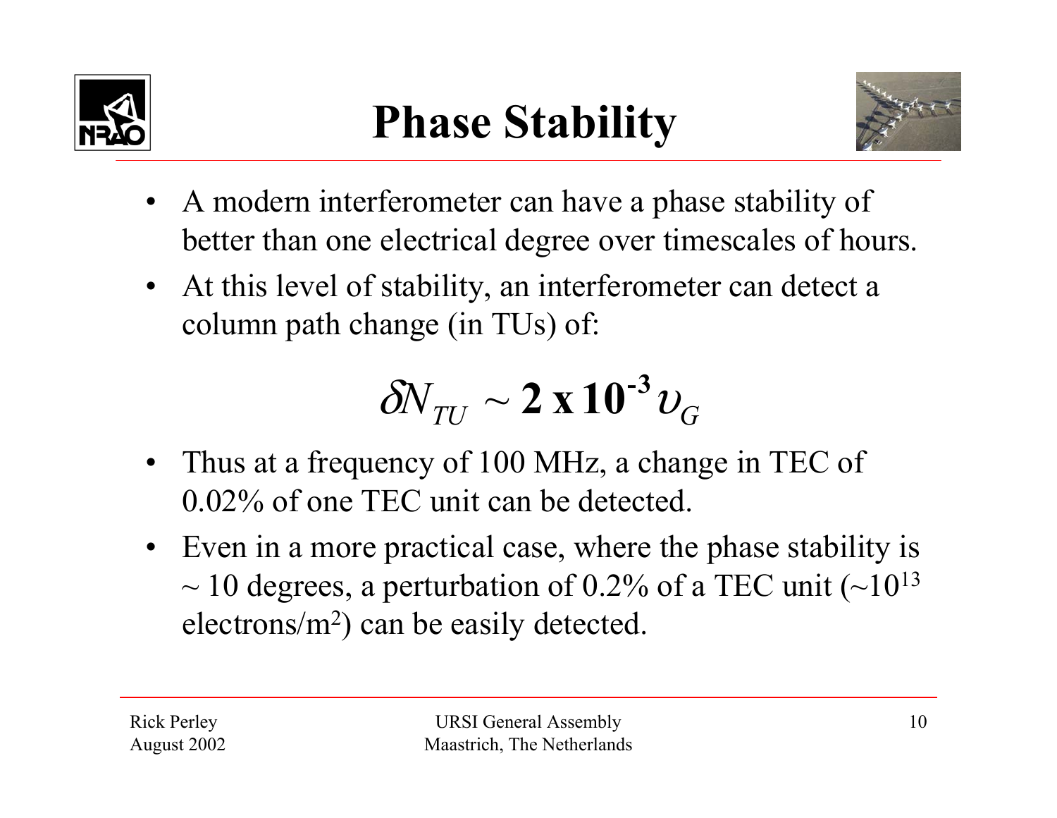# Phase Stability

- A modern interferometer can have a phase stability of better than one electrical degree over timescales of hours.
- At this level of stability, an interferometer can detect a column path change (in TUs) of:

$$\delta N_{TU} \sim \mathbf{2 \times 10^{-3}} \upsilon_G$$

- Thus at a frequency of 100 MHz, a change in TEC of 0.02% of one TEC unit can be detected.
- Even in a more practical case, where the phase stability is ~ 10 degrees, a perturbation of 0.2% of a TEC unit (~$10^{13}$ electrons/$m^2$) can be easily detected.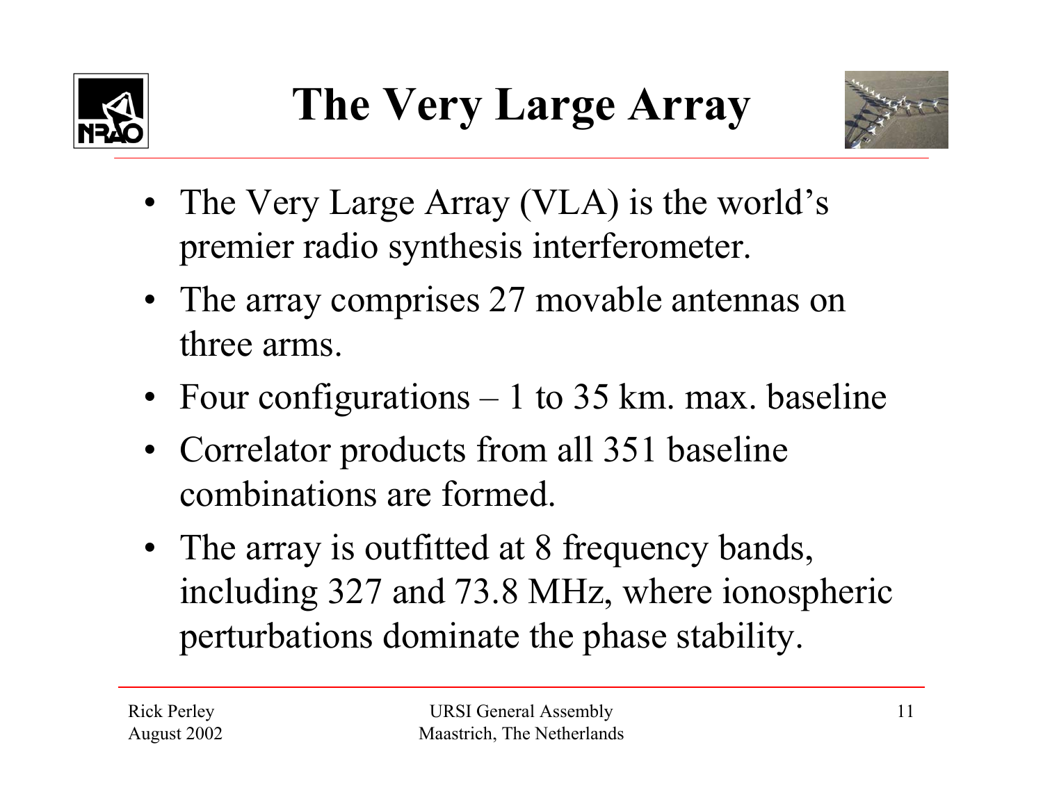# The Very Large Array

- The Very Large Array (VLA) is the world's premier radio synthesis interferometer.
- The array comprises 27 movable antennas on three arms.
- Four configurations – 1 to 35 km. max. baseline
- Correlator products from all 351 baseline combinations are formed.
- The array is outfitted at 8 frequency bands, including 327 and 73.8 MHz, where ionospheric perturbations dominate the phase stability.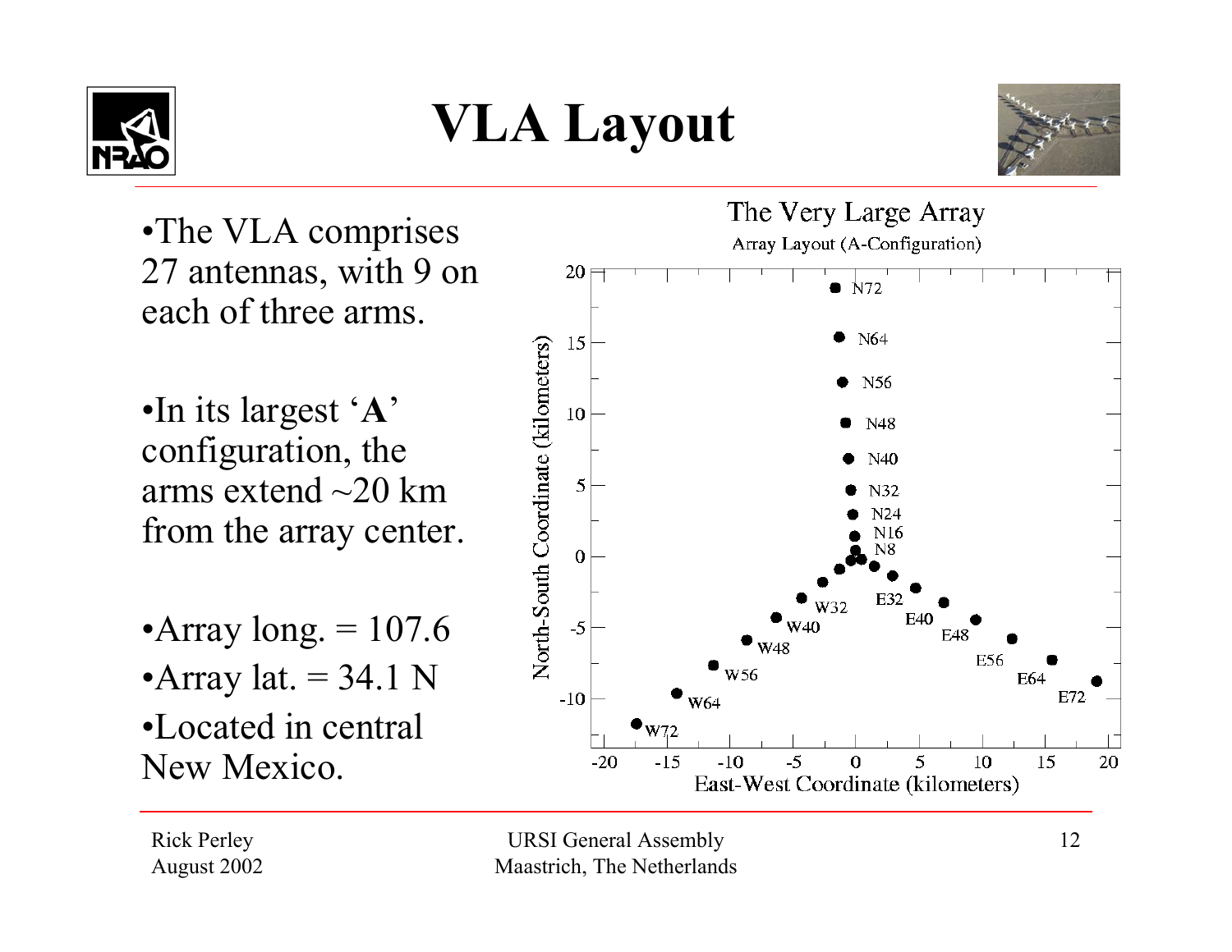# VLA Layout

- The VLA comprises 27 antennas, with 9 on each of three arms.
- In its largest '**A**' configuration, the arms extend ~20 km from the array center.
- Array long. = 107.6
- Array lat. = 34.1 N
- Located in central New Mexico.

The Very Large Array

Array Layout (A-Configuration)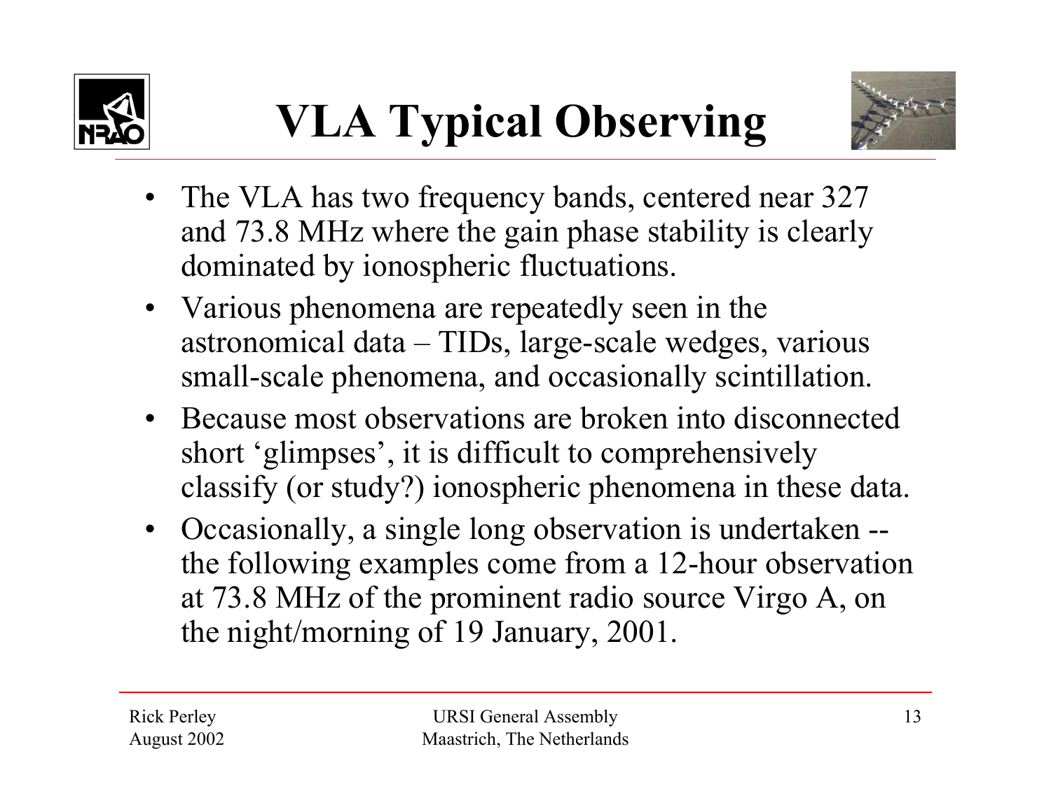# VLA Typical Observing

- The VLA has two frequency bands, centered near 327 and 73.8 MHz where the gain phase stability is clearly dominated by ionospheric fluctuations.
- Various phenomena are repeatedly seen in the astronomical data – TIDs, large-scale wedges, various small-scale phenomena, and occasionally scintillation.
- Because most observations are broken into disconnected short 'glimpses', it is difficult to comprehensively classify (or study?) ionospheric phenomena in these data.
- Occasionally, a single long observation is undertaken -- the following examples come from a 12-hour observation at 73.8 MHz of the prominent radio source Virgo A, on the night/morning of 19 January, 2001.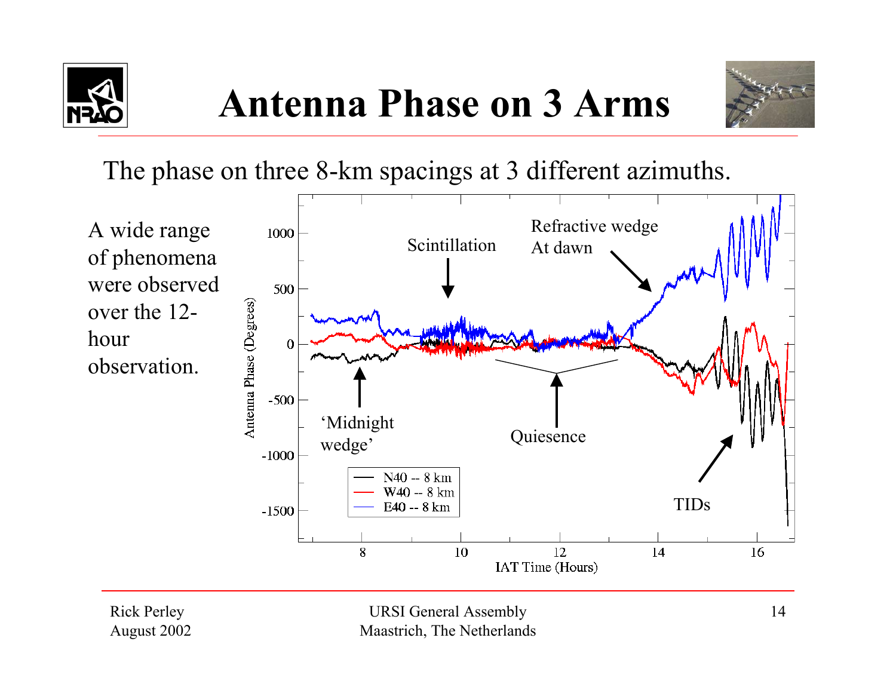# Antenna Phase on 3 Arms

The phase on three 8-km spacings at 3 different azimuths.

A wide range of phenomena were observed over the 12-hour observation.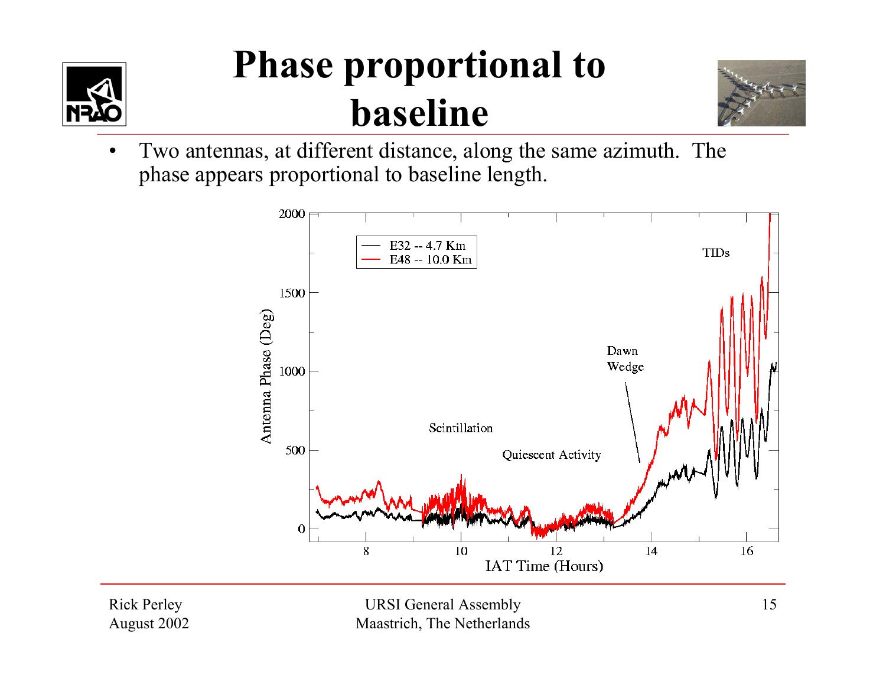# Phase proportional to baseline

- Two antennas, at different distance, along the same azimuth. The phase appears proportional to baseline length.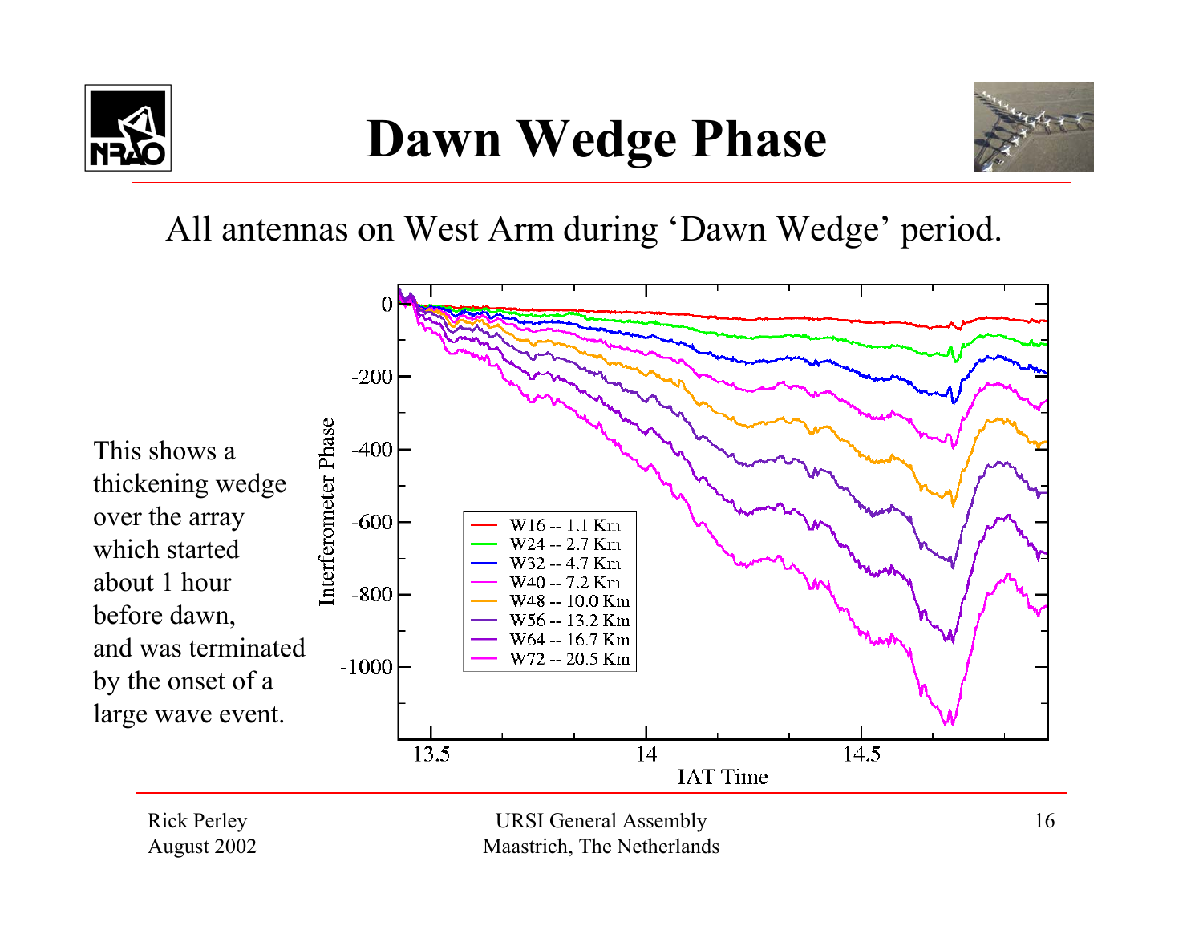# Dawn Wedge Phase

All antennas on West Arm during 'Dawn Wedge' period.

This shows a thickening wedge over the array which started about 1 hour before dawn, and was terminated by the onset of a large wave event.

Rick Perley
August 2002

URSI General Assembly
Maastrich, The Netherlands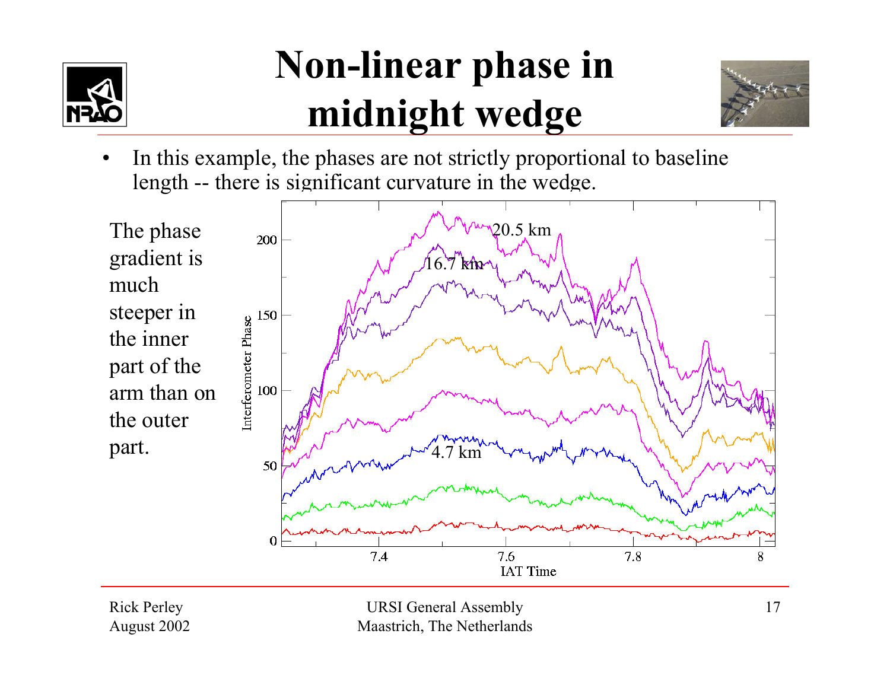# Non-linear phase in midnight wedge

- In this example, the phases are not strictly proportional to baseline length -- there is significant curvature in the wedge.

The phase gradient is much steeper in the inner part of the arm than on the outer part.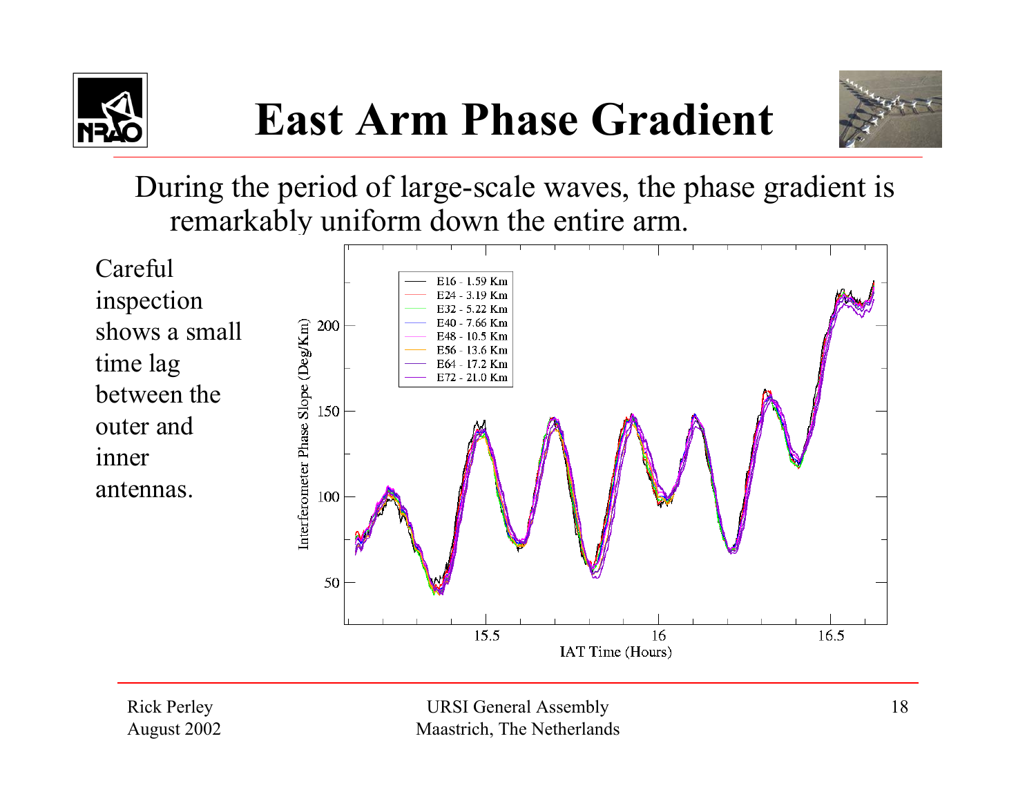# East Arm Phase Gradient

During the period of large-scale waves, the phase gradient is remarkably uniform down the entire arm.

Careful inspection shows a small time lag between the outer and inner antennas.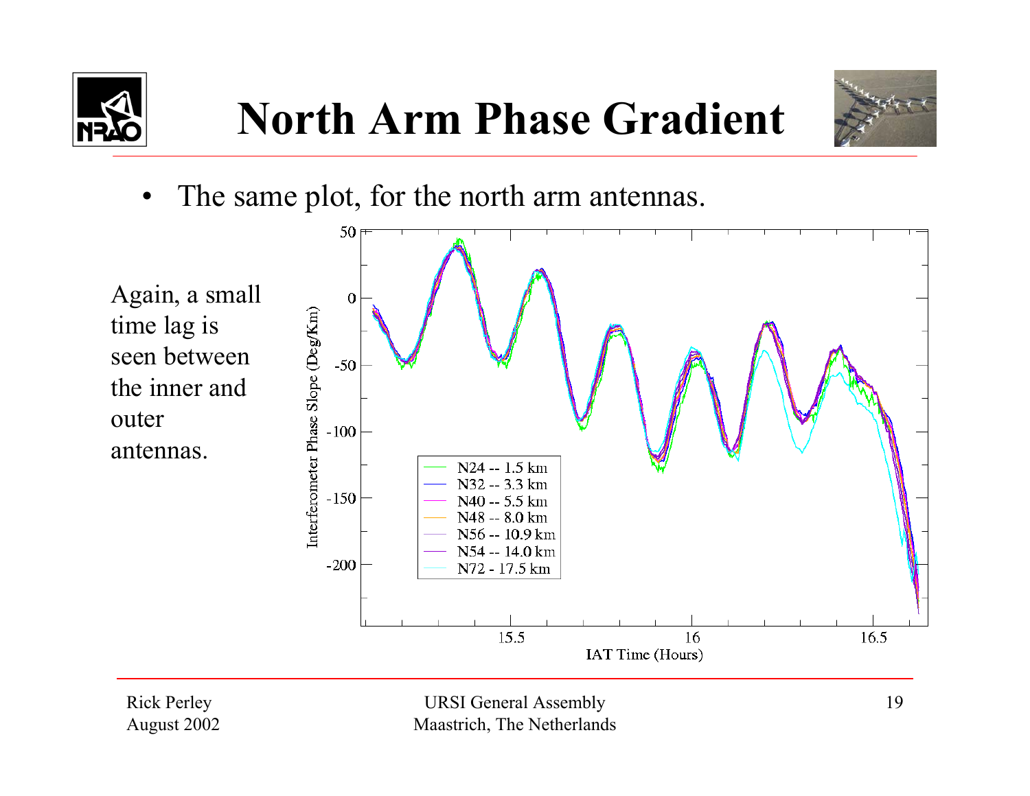# North Arm Phase Gradient

- The same plot, for the north arm antennas.

Again, a small time lag is seen between the inner and outer antennas.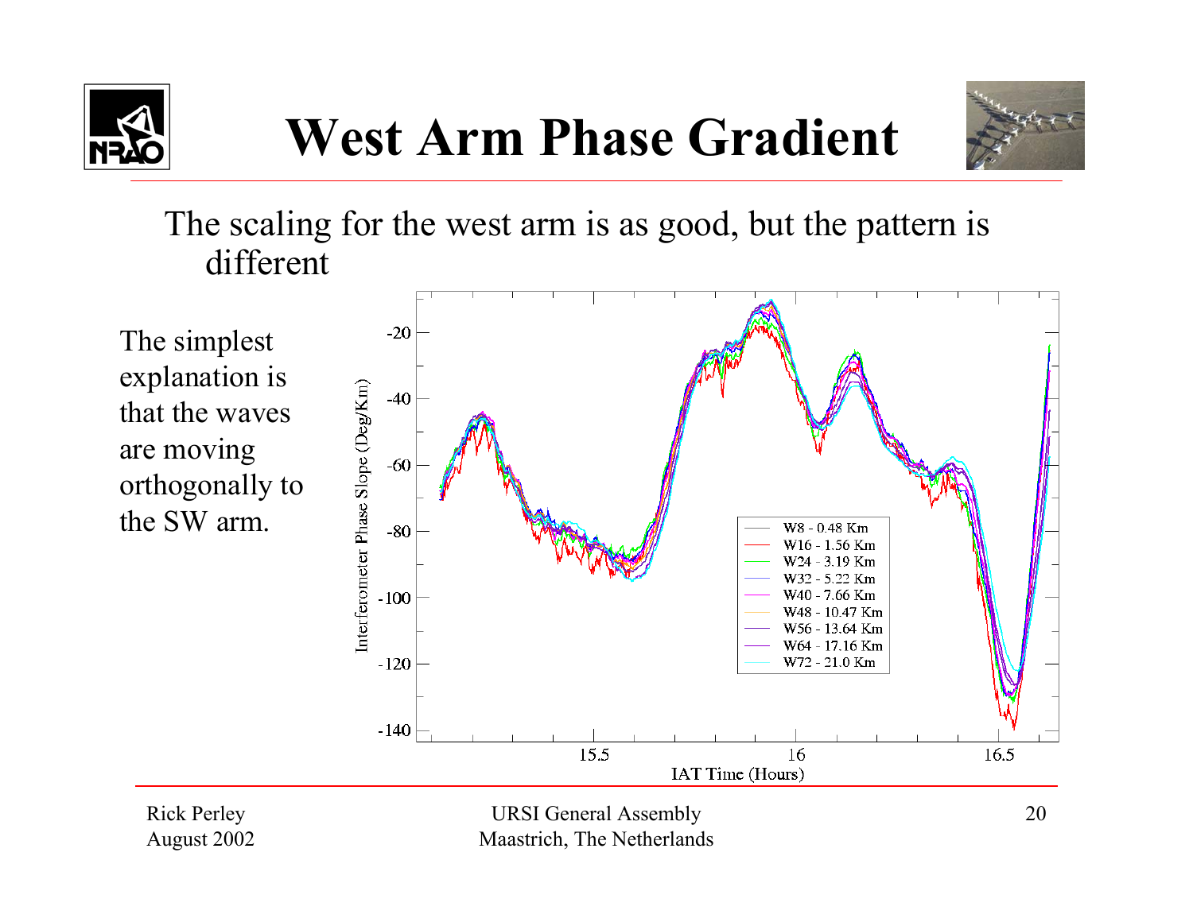# West Arm Phase Gradient

The scaling for the west arm is as good, but the pattern is different

The simplest explanation is that the waves are moving orthogonally to the SW arm.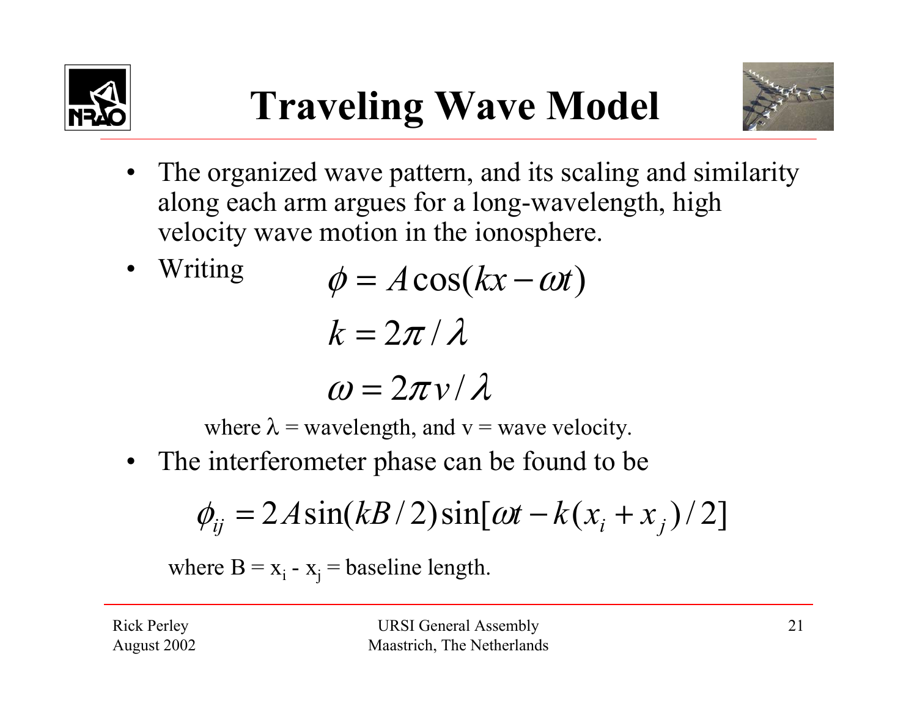# Traveling Wave Model

- The organized wave pattern, and its scaling and similarity along each arm argues for a long-wavelength, high velocity wave motion in the ionosphere.
- Writing

$$\phi = A\cos(kx - \omega t)$$

$$k = 2\pi / \lambda$$

$$\omega = 2\pi v / \lambda$$

where $\lambda$ = wavelength, and v = wave velocity.

- The interferometer phase can be found to be

$$\phi_{ij} = 2A\sin(kB/2)\sin[\omega t - k(x_i + x_j)/2]$$

where $B = x_i - x_j$ = baseline length.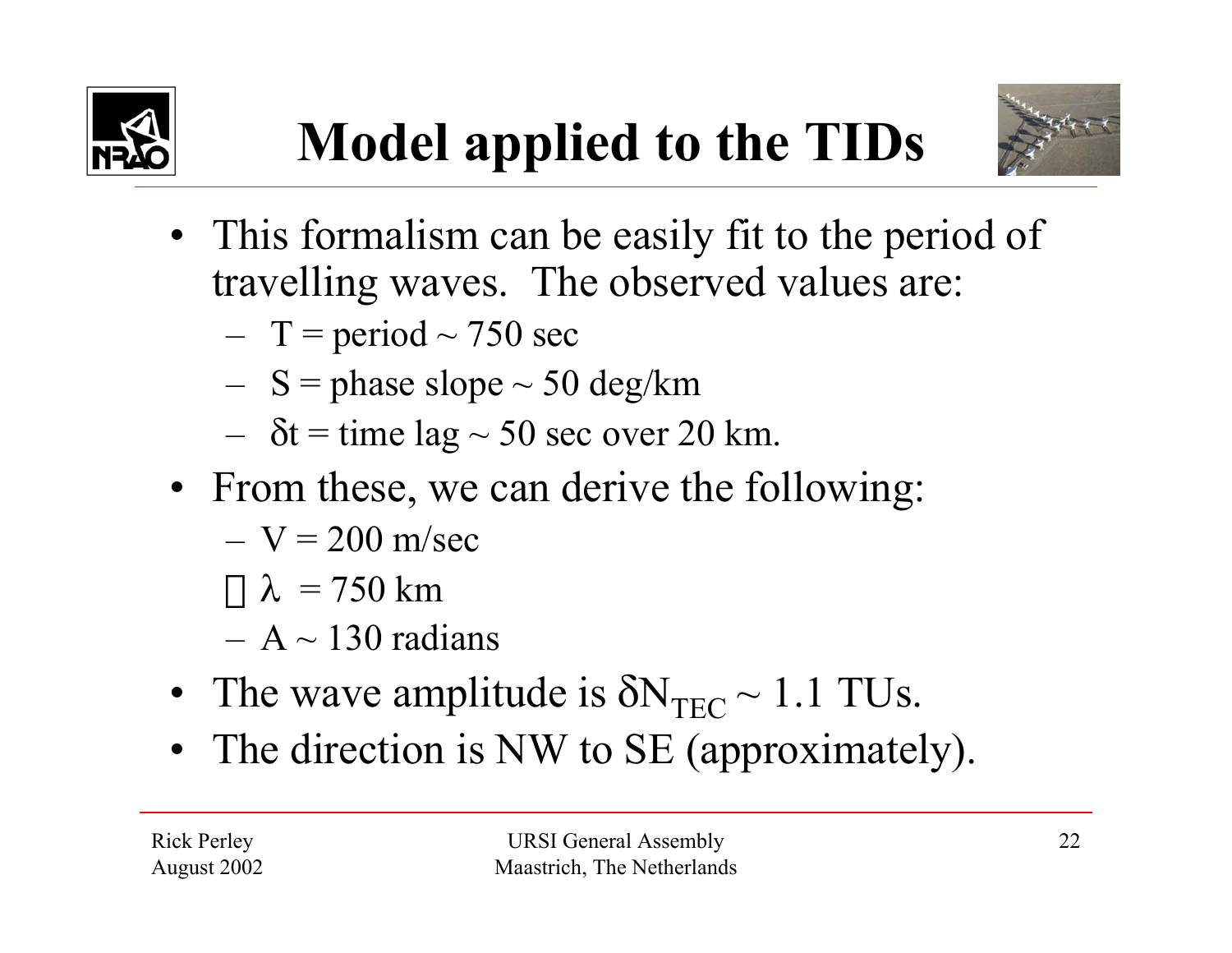# Model applied to the TIDs

- This formalism can be easily fit to the period of travelling waves. The observed values are:
  - $T$ = period ~ 750 sec
  - $S$ = phase slope ~ 50 deg/km
  - $\delta t$ = time lag ~ 50 sec over 20 km.
- From these, we can derive the following:
  - $V$ = 200 m/sec
  -  $\lambda$ = 750 km
  - $A$ ~ 130 radians
- The wave amplitude is $\delta N_{TEC}$ ~ 1.1 TUs.
- The direction is NW to SE (approximately).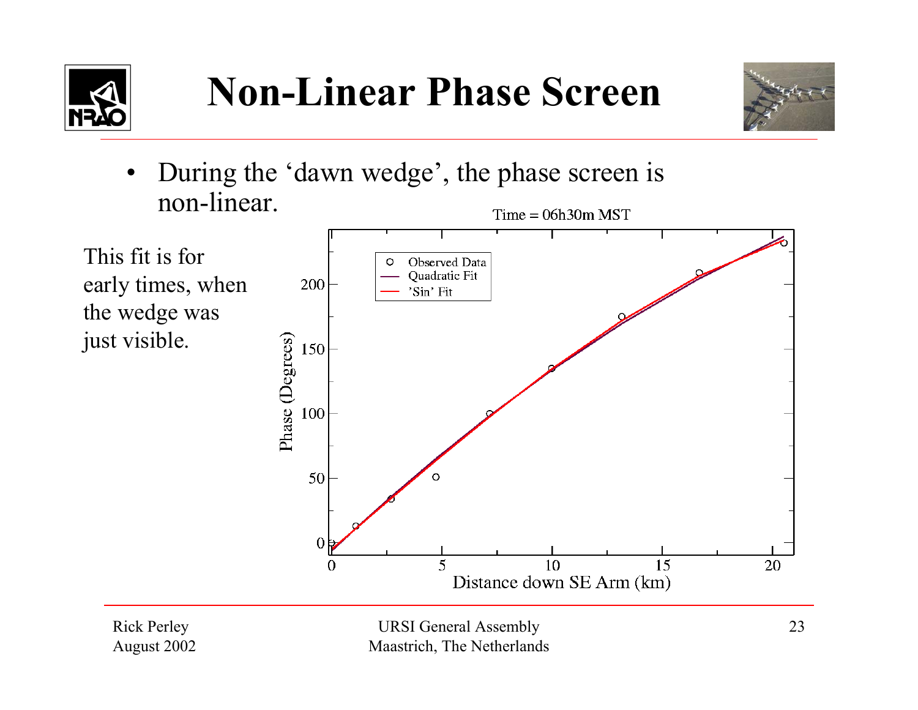# Non-Linear Phase Screen

- During the 'dawn wedge', the phase screen is non-linear.

This fit is for early times, when the wedge was just visible.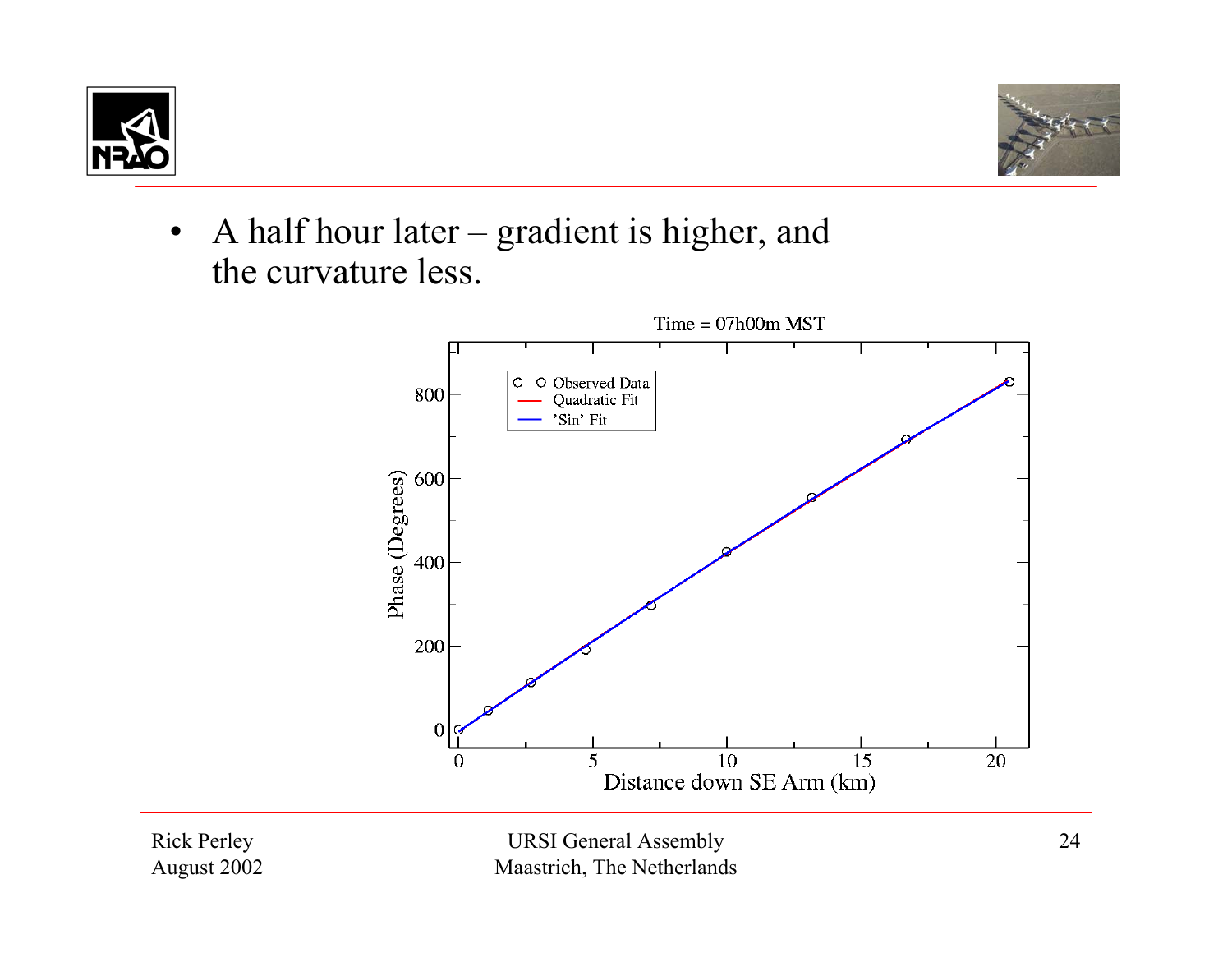- A half hour later – gradient is higher, and the curvature less.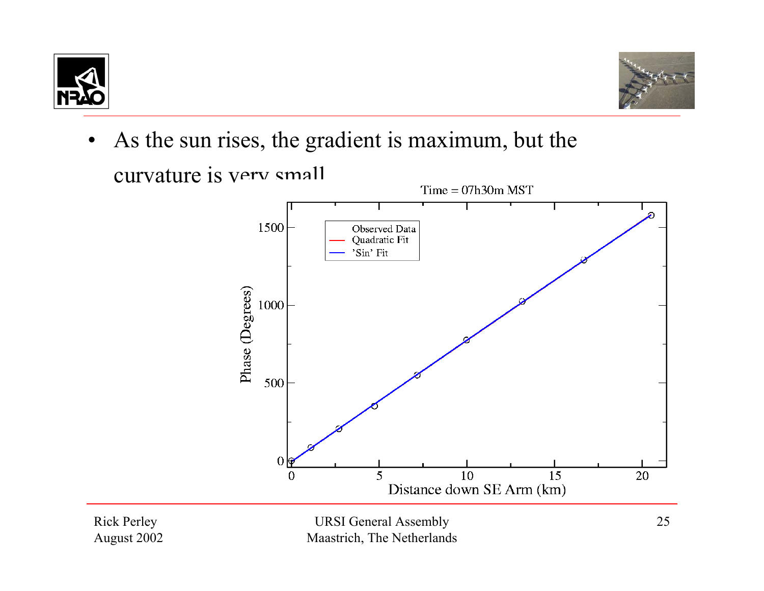- As the sun rises, the gradient is maximum, but the curvature is very small

Time = 07h30m MST

Observed Data
Quadratic Fit
'Sin' Fit

Phase (Degrees)

Distance down SE Arm (km)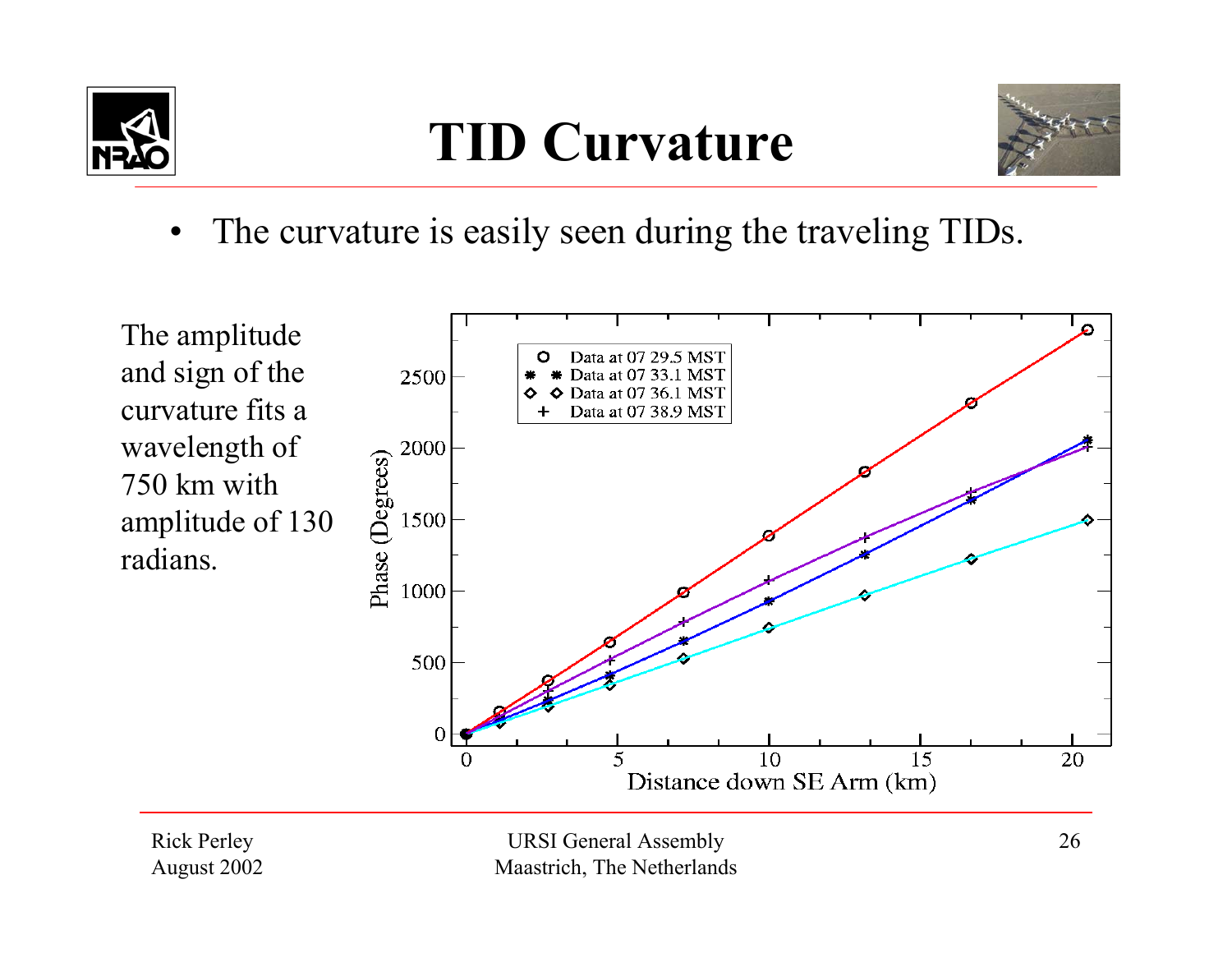# TID Curvature

- The curvature is easily seen during the traveling TIDs.

The amplitude and sign of the curvature fits a wavelength of 750 km with amplitude of 130 radians.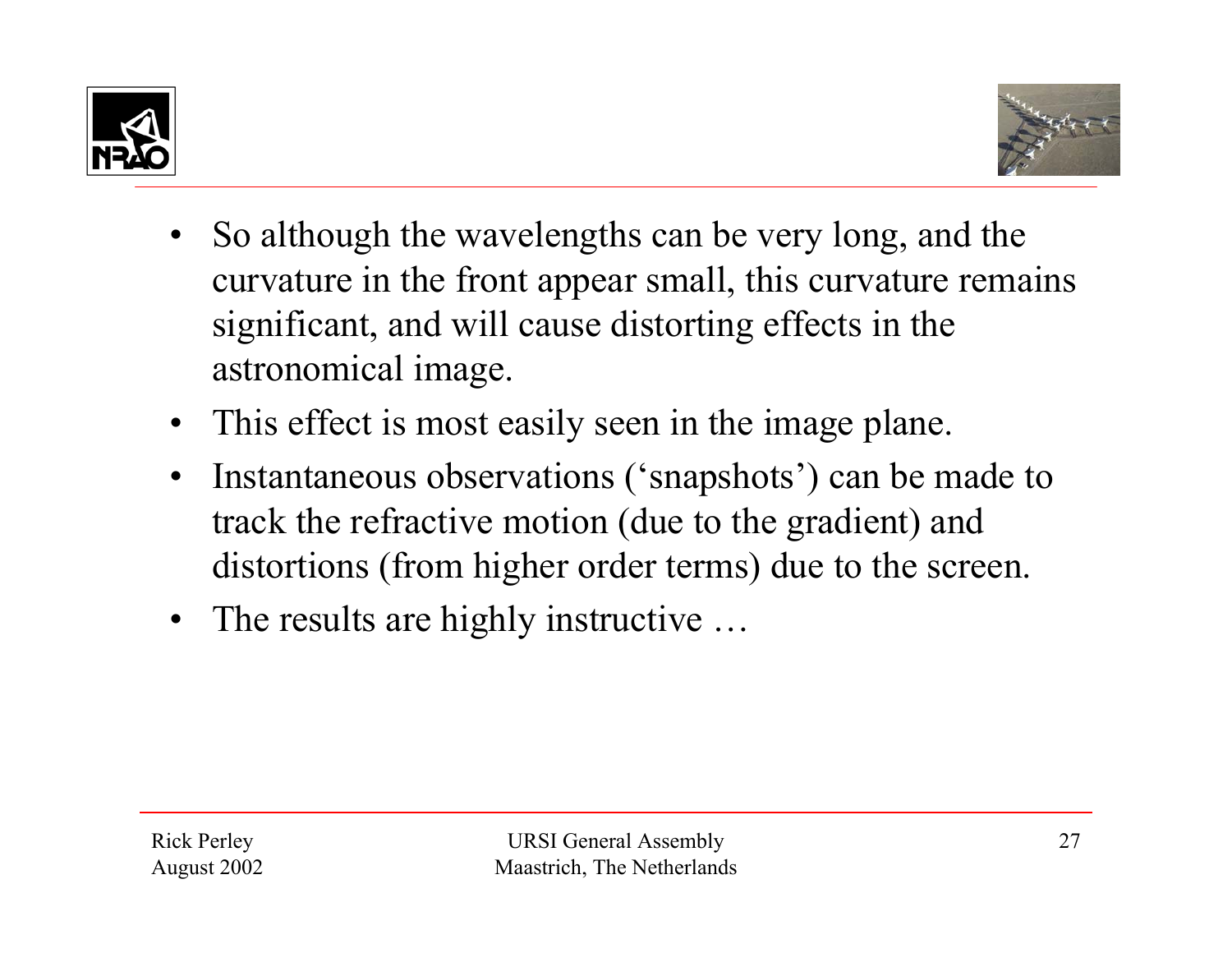- So although the wavelengths can be very long, and the curvature in the front appear small, this curvature remains significant, and will cause distorting effects in the astronomical image.
- This effect is most easily seen in the image plane.
- Instantaneous observations ('snapshots') can be made to track the refractive motion (due to the gradient) and distortions (from higher order terms) due to the screen.
- The results are highly instructive …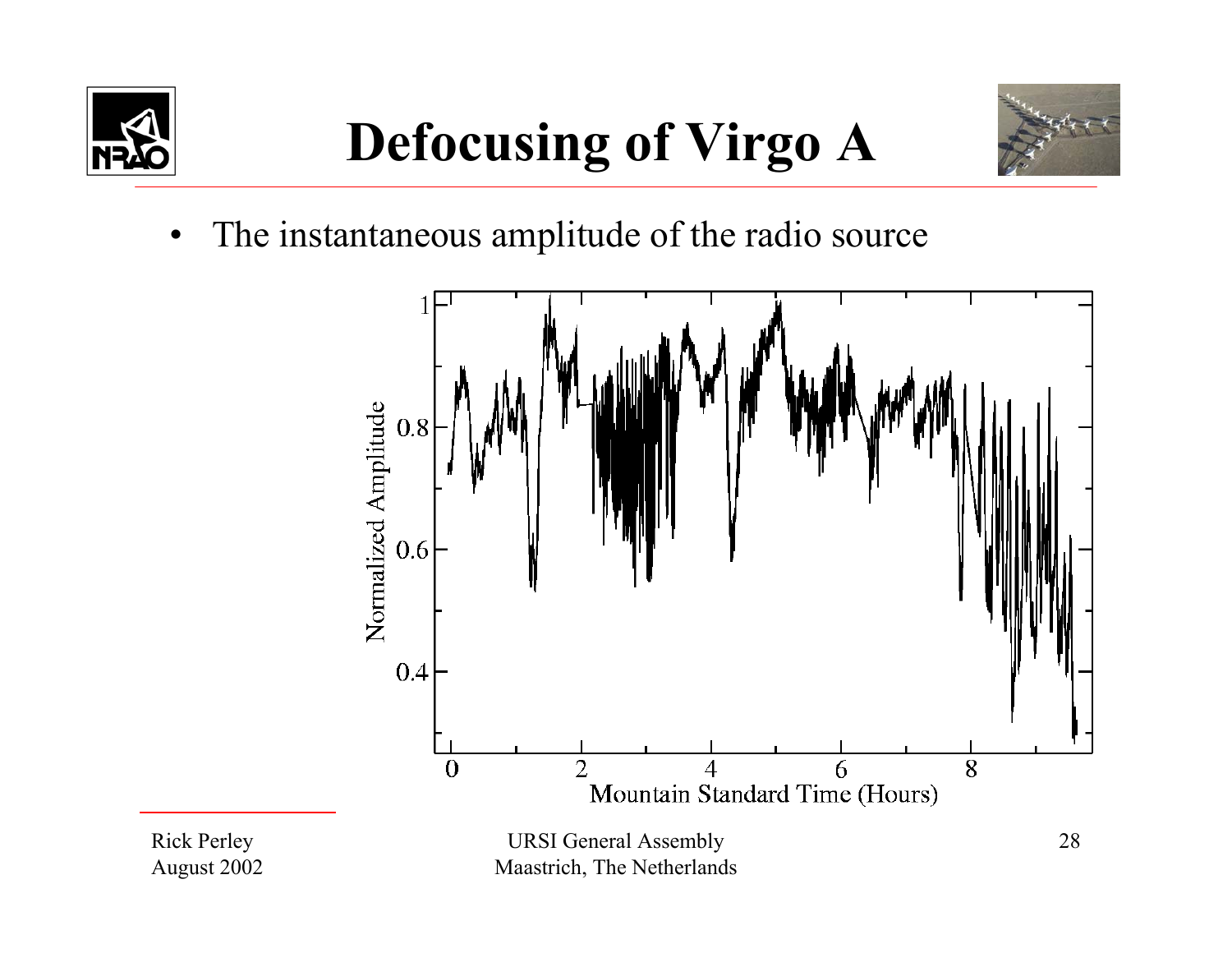# Defocusing of Virgo A

- The instantaneous amplitude of the radio source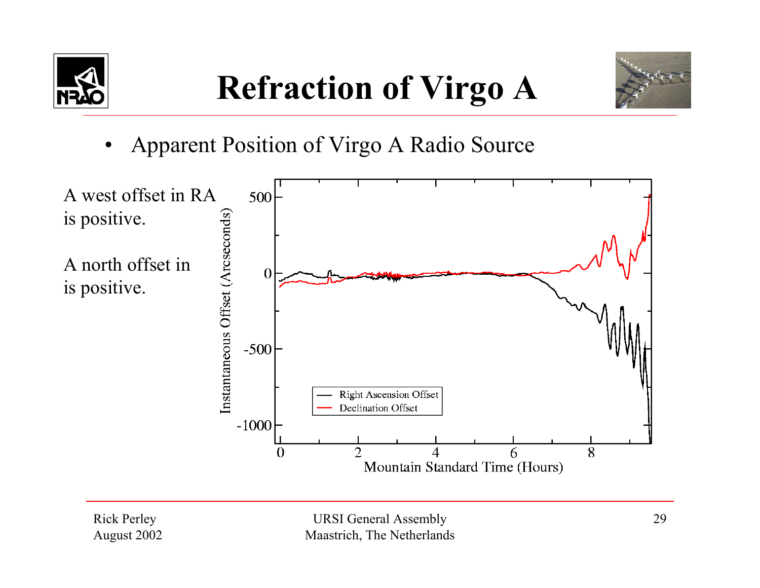# Refraction of Virgo A

- Apparent Position of Virgo A Radio Source

A west offset in RA is positive.

A north offset in is positive.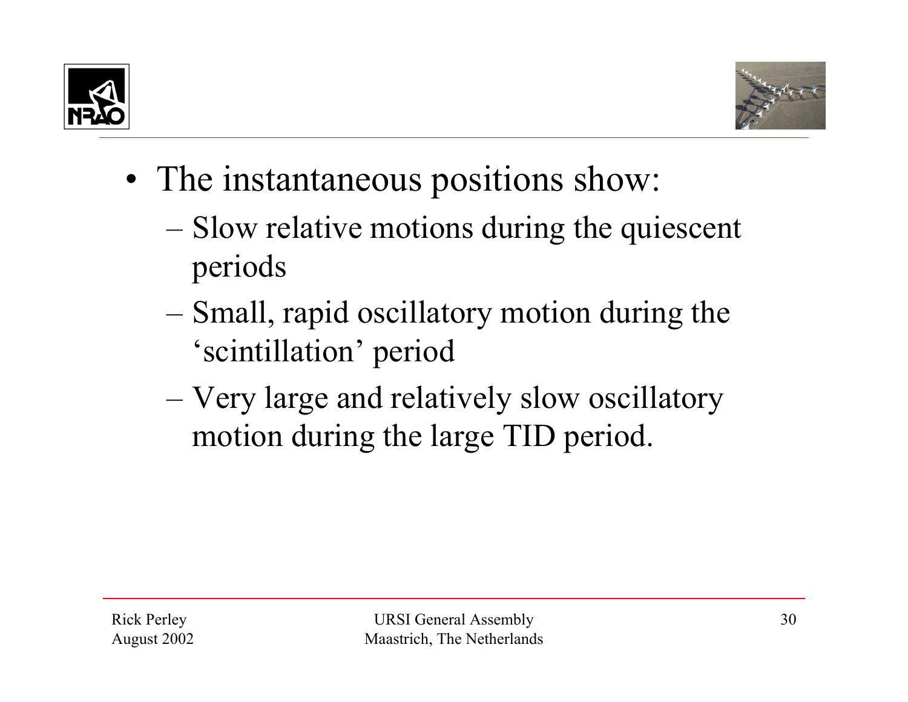- The instantaneous positions show:
  - Slow relative motions during the quiescent periods
  - Small, rapid oscillatory motion during the ‘scintillation’ period
  - Very large and relatively slow oscillatory motion during the large TID period.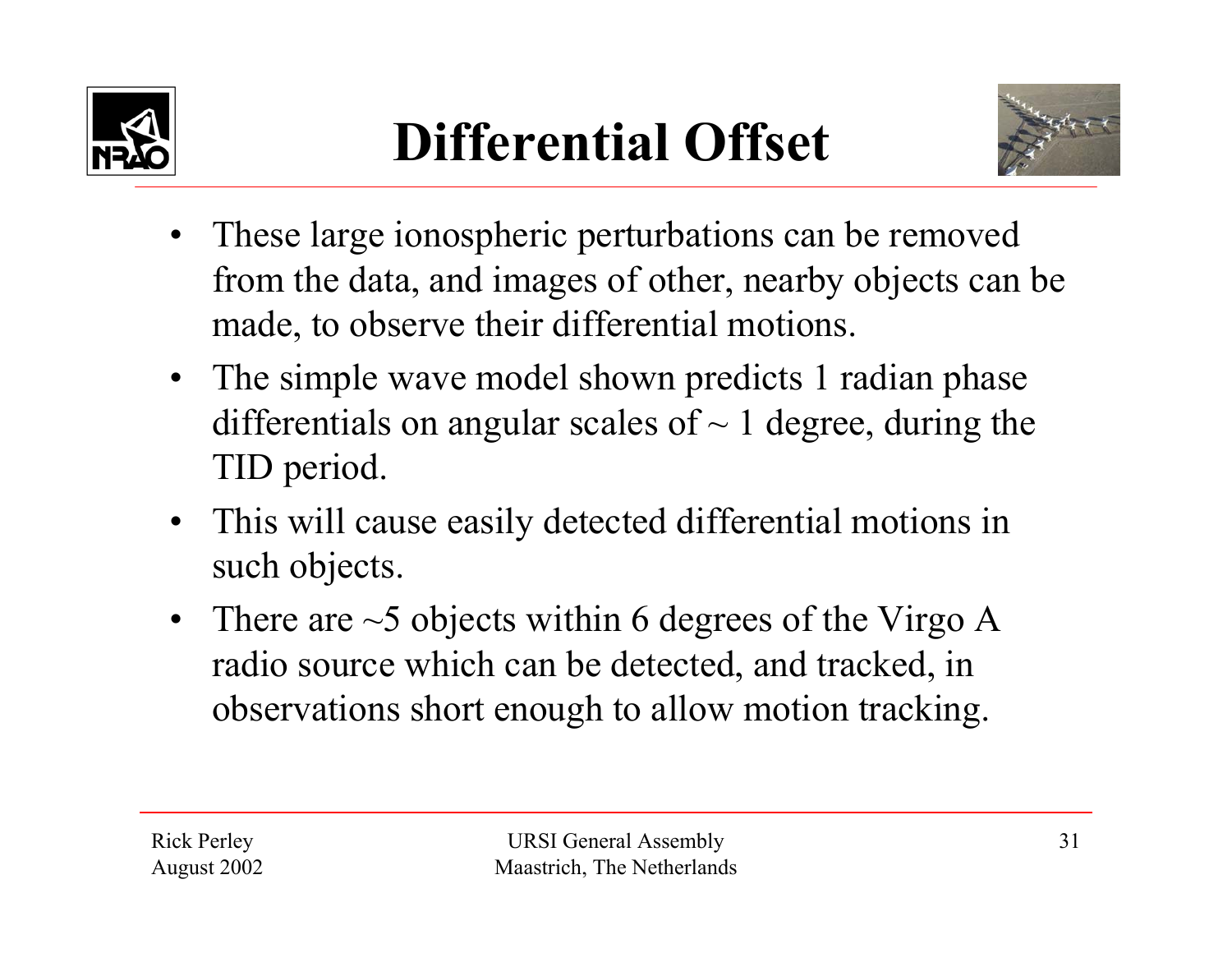# Differential Offset

- These large ionospheric perturbations can be removed from the data, and images of other, nearby objects can be made, to observe their differential motions.
- The simple wave model shown predicts 1 radian phase differentials on angular scales of ~ 1 degree, during the TID period.
- This will cause easily detected differential motions in such objects.
- There are ~5 objects within 6 degrees of the Virgo A radio source which can be detected, and tracked, in observations short enough to allow motion tracking.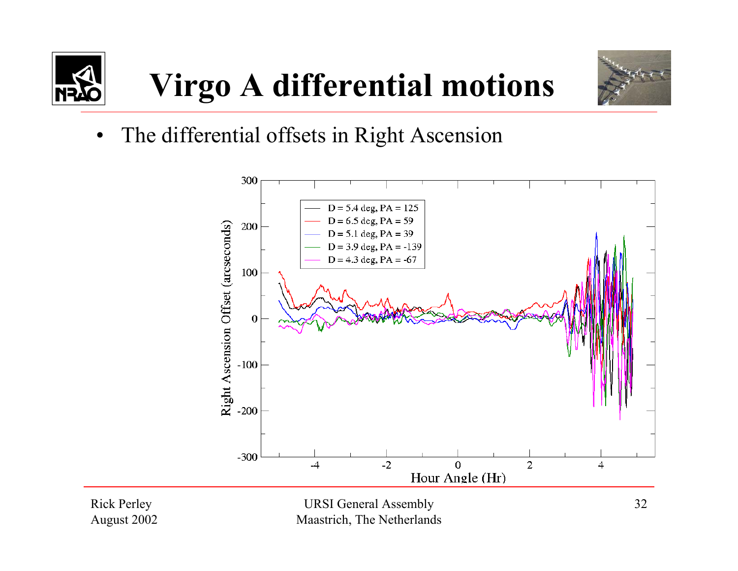# Virgo A differential motions

- The differential offsets in Right Ascension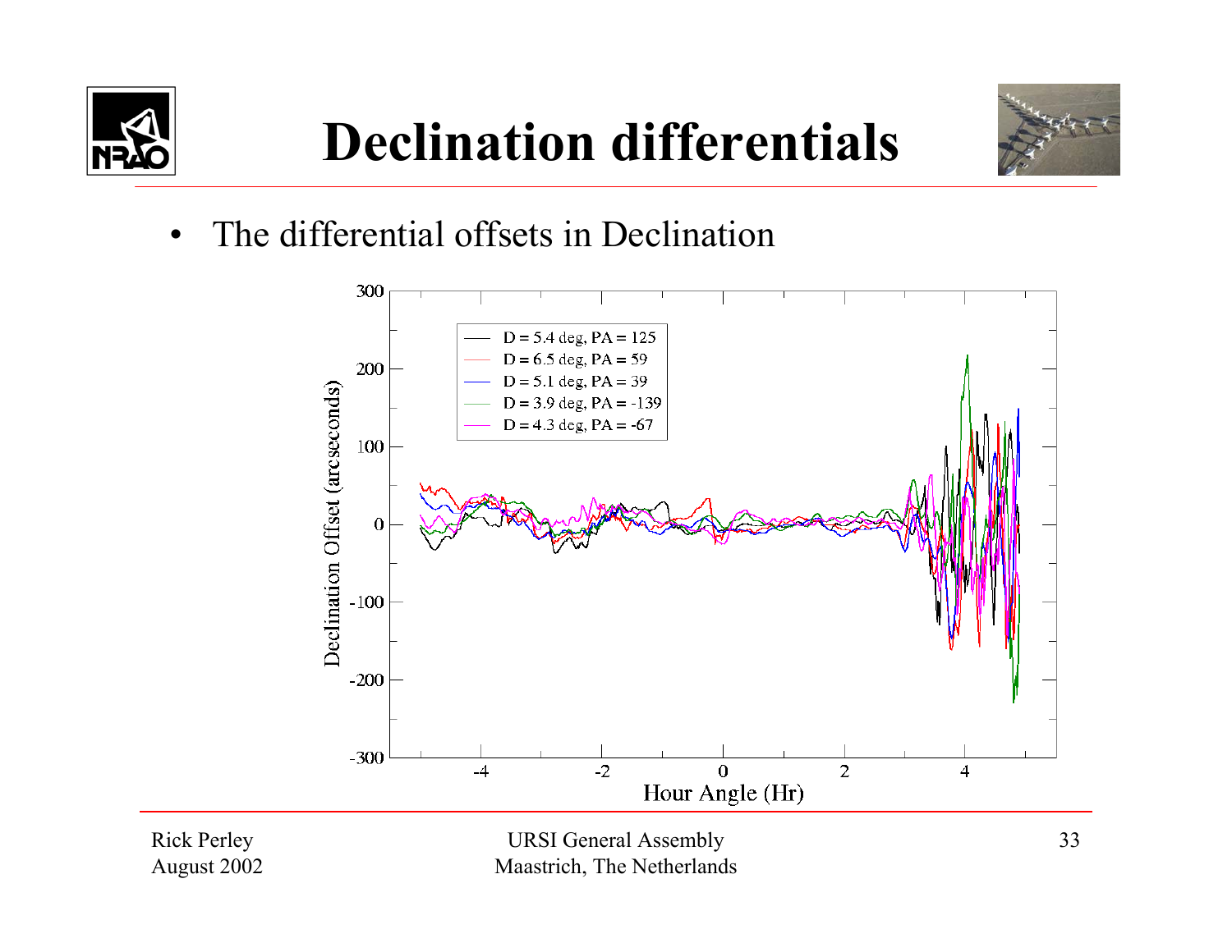# Declination differentials

- The differential offsets in Declination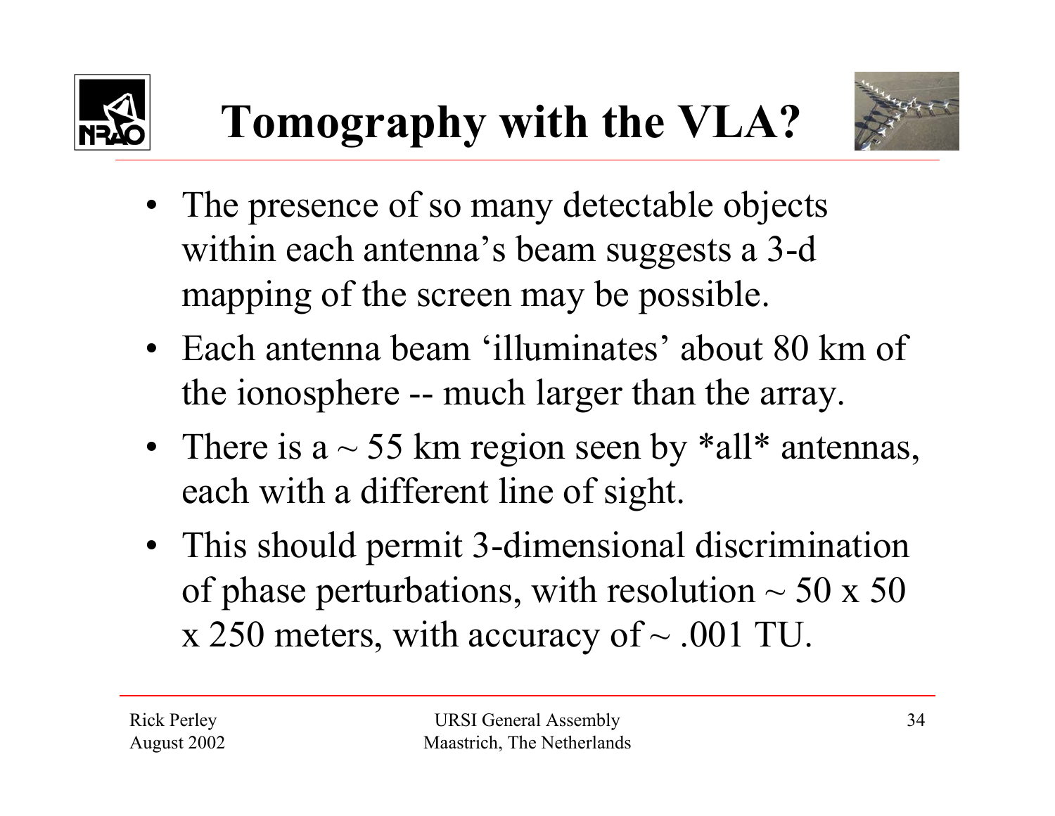# Tomography with the VLA?

- The presence of so many detectable objects within each antenna's beam suggests a 3-d mapping of the screen may be possible.
- Each antenna beam 'illuminates' about 80 km of the ionosphere -- much larger than the array.
- There is a ~ 55 km region seen by *all* antennas, each with a different line of sight.
- This should permit 3-dimensional discrimination of phase perturbations, with resolution ~ 50 x 50 x 250 meters, with accuracy of ~ .001 TU.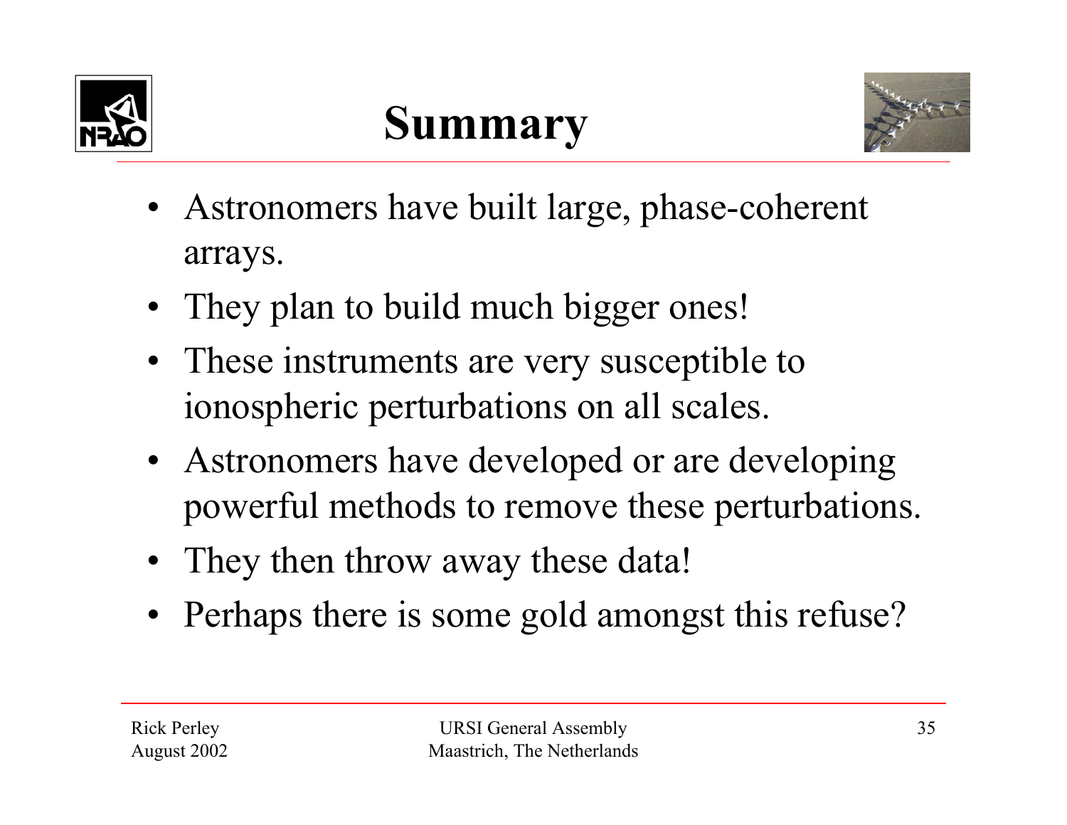# Summary

- Astronomers have built large, phase-coherent arrays.
- They plan to build much bigger ones!
- These instruments are very susceptible to ionospheric perturbations on all scales.
- Astronomers have developed or are developing powerful methods to remove these perturbations.
- They then throw away these data!
- Perhaps there is some gold amongst this refuse?